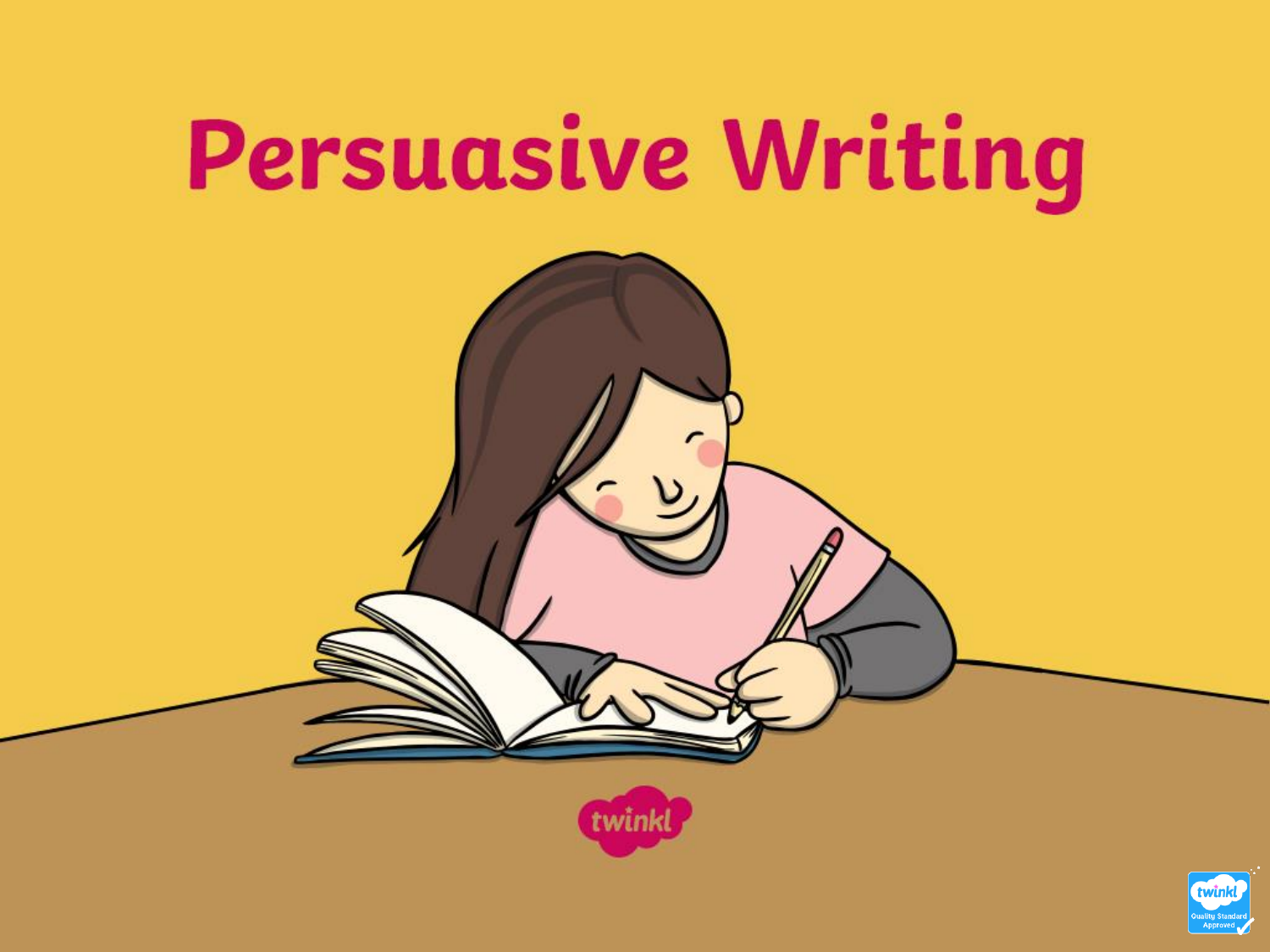# Persuasive Writing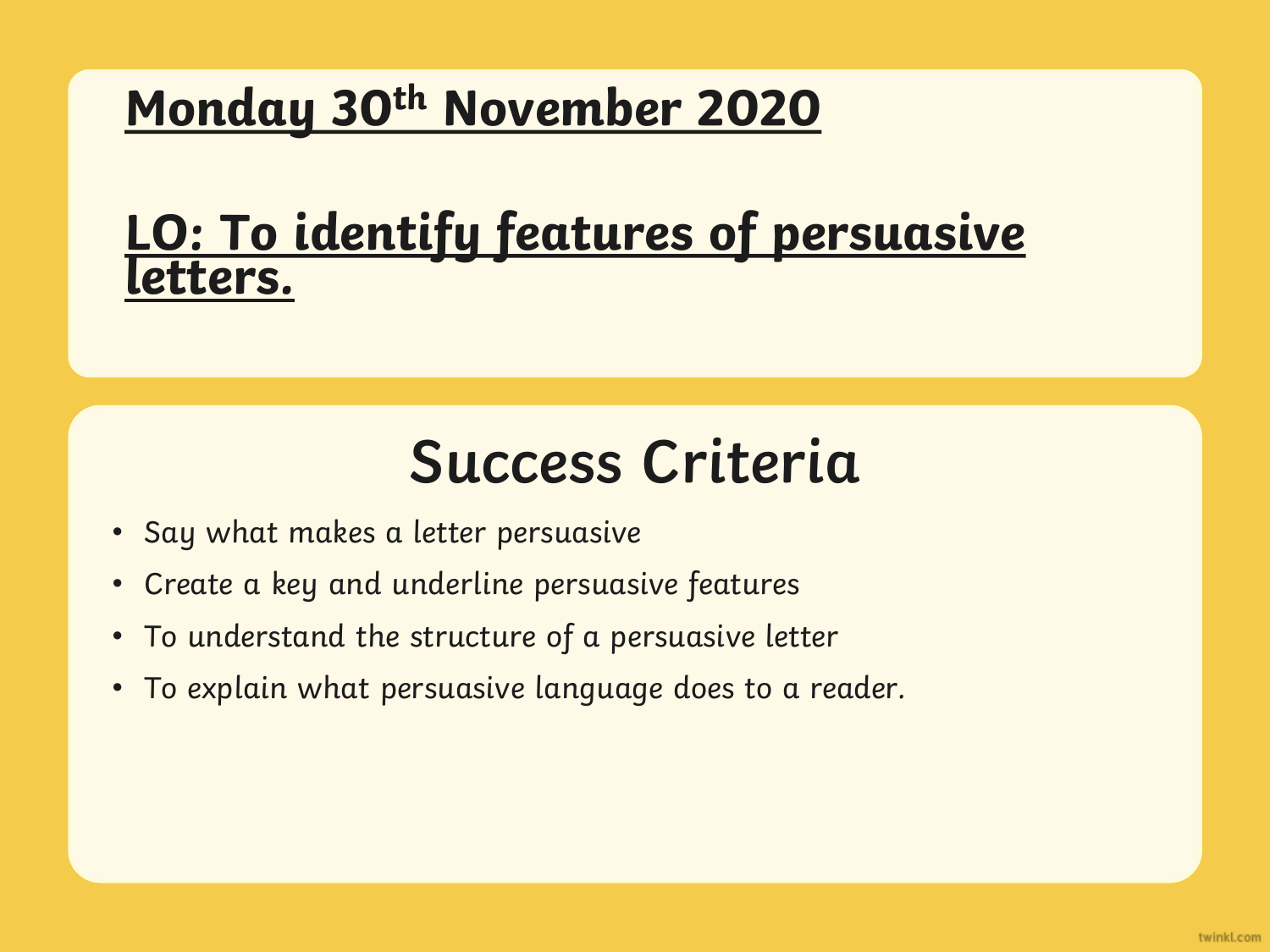**Monday 30th November 2020**

**LO: To identify features of persuasive letters.**

## Success Criteria

- Say what makes a letter persuasive
- Create a key and underline persuasive features
- To understand the structure of a persuasive letter
- To explain what persuasive language does to a reader.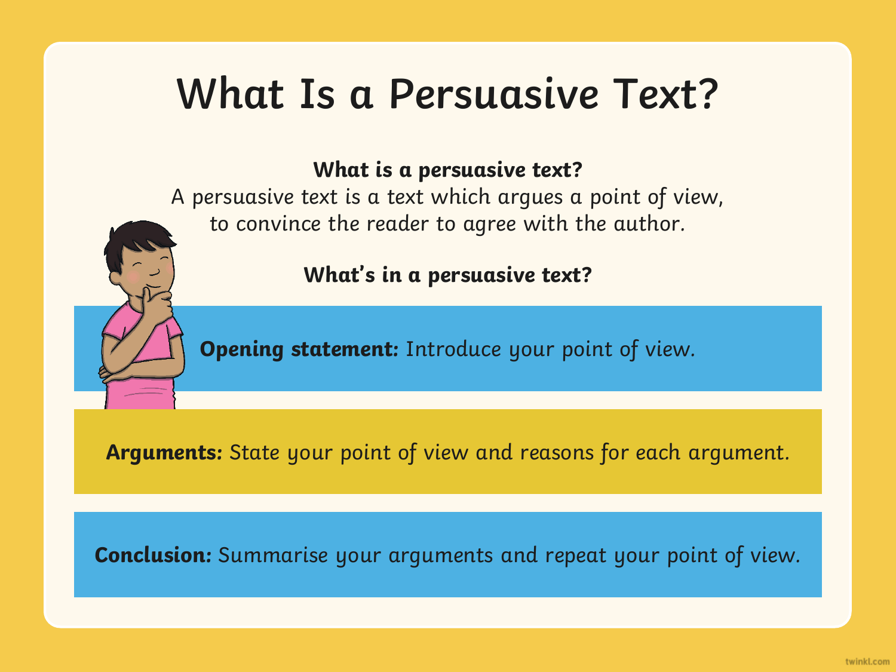# What Is a Persuasive Text?

**What is a persuasive text?**

A persuasive text is a text which argues a point of view, to convince the reader to agree with the author.

**What's in a persuasive text?**

**Opening statement:** Introduce your point of view.

**Arguments:** State your point of view and reasons for each argument.

**Conclusion:** Summarise your arguments and repeat your point of view.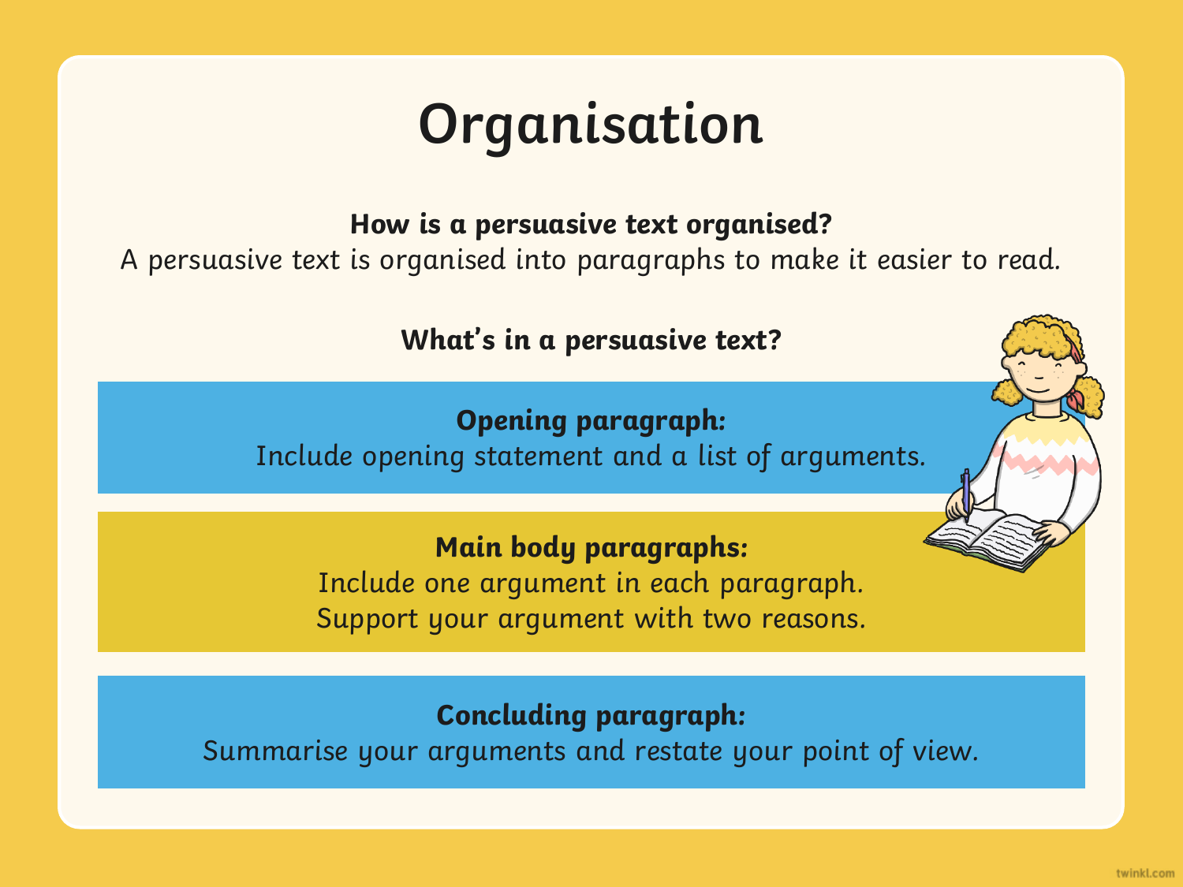# Organisation

**How is a persuasive text organised?**

A persuasive text is organised into paragraphs to make it easier to read.

**What's in a persuasive text?**

**Opening paragraph:**
Include opening statement and a list of arguments.

**Main body paragraphs:**
Include one argument in each paragraph.
Support your argument with two reasons.

**Concluding paragraph:**
Summarise your arguments and restate your point of view.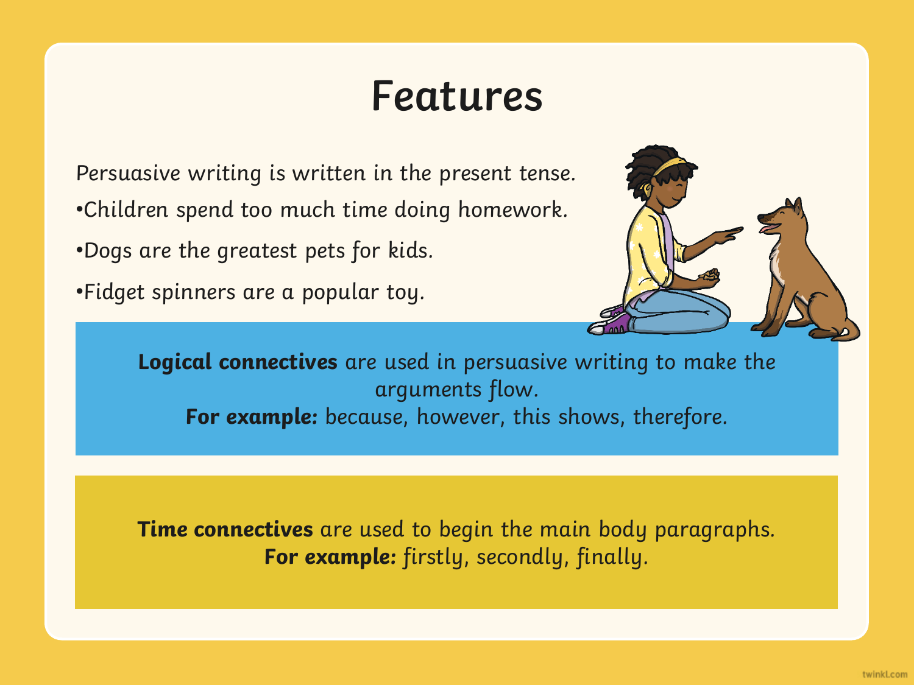# Features

Persuasive writing is written in the present tense.

- Children spend too much time doing homework.
- Dogs are the greatest pets for kids.
- Fidget spinners are a popular toy.

**Logical connectives** are used in persuasive writing to make the arguments flow.
**For example:** because, however, this shows, therefore.

**Time connectives** are used to begin the main body paragraphs.
**For example:** firstly, secondly, finally.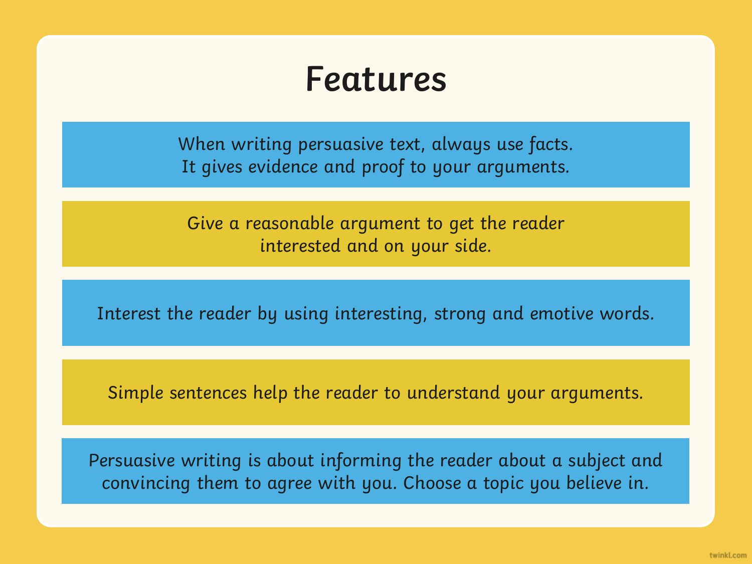# Features

When writing persuasive text, always use facts. It gives evidence and proof to your arguments.

Give a reasonable argument to get the reader interested and on your side.

Interest the reader by using interesting, strong and emotive words.

Simple sentences help the reader to understand your arguments.

Persuasive writing is about informing the reader about a subject and convincing them to agree with you. Choose a topic you believe in.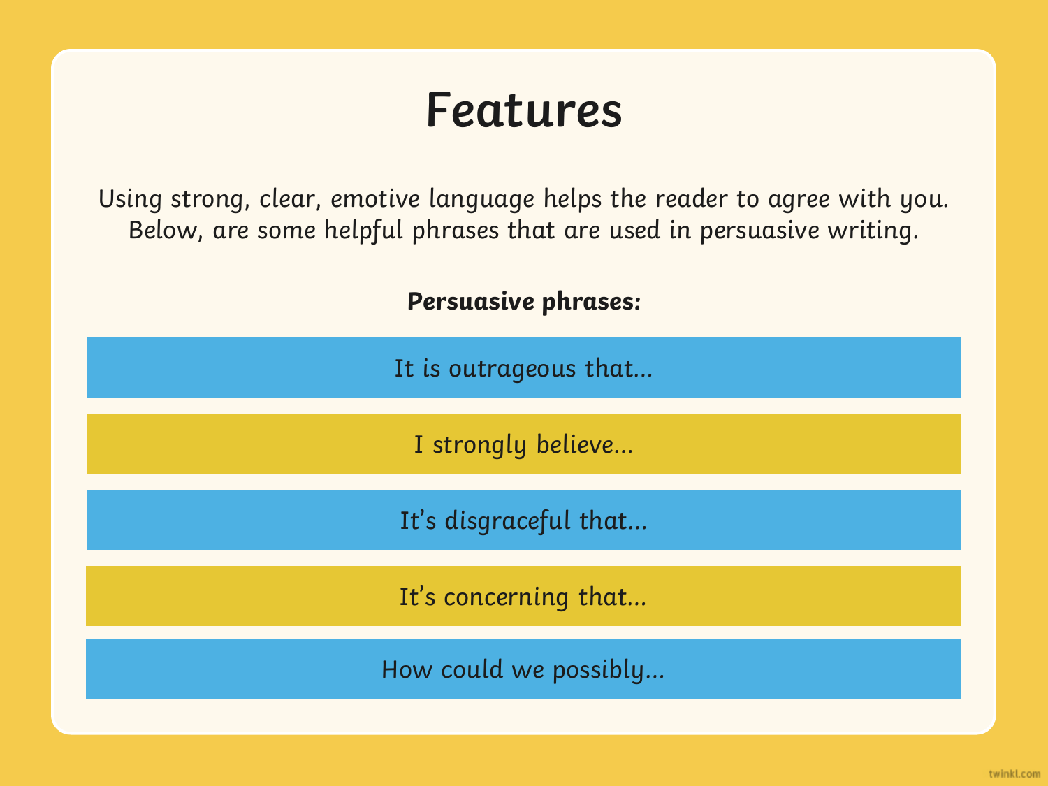# Features

Using strong, clear, emotive language helps the reader to agree with you. Below, are some helpful phrases that are used in persuasive writing.

**Persuasive phrases:**

- It is outrageous that...
- I strongly believe...
- It's disgraceful that...
- It's concerning that...
- How could we possibly...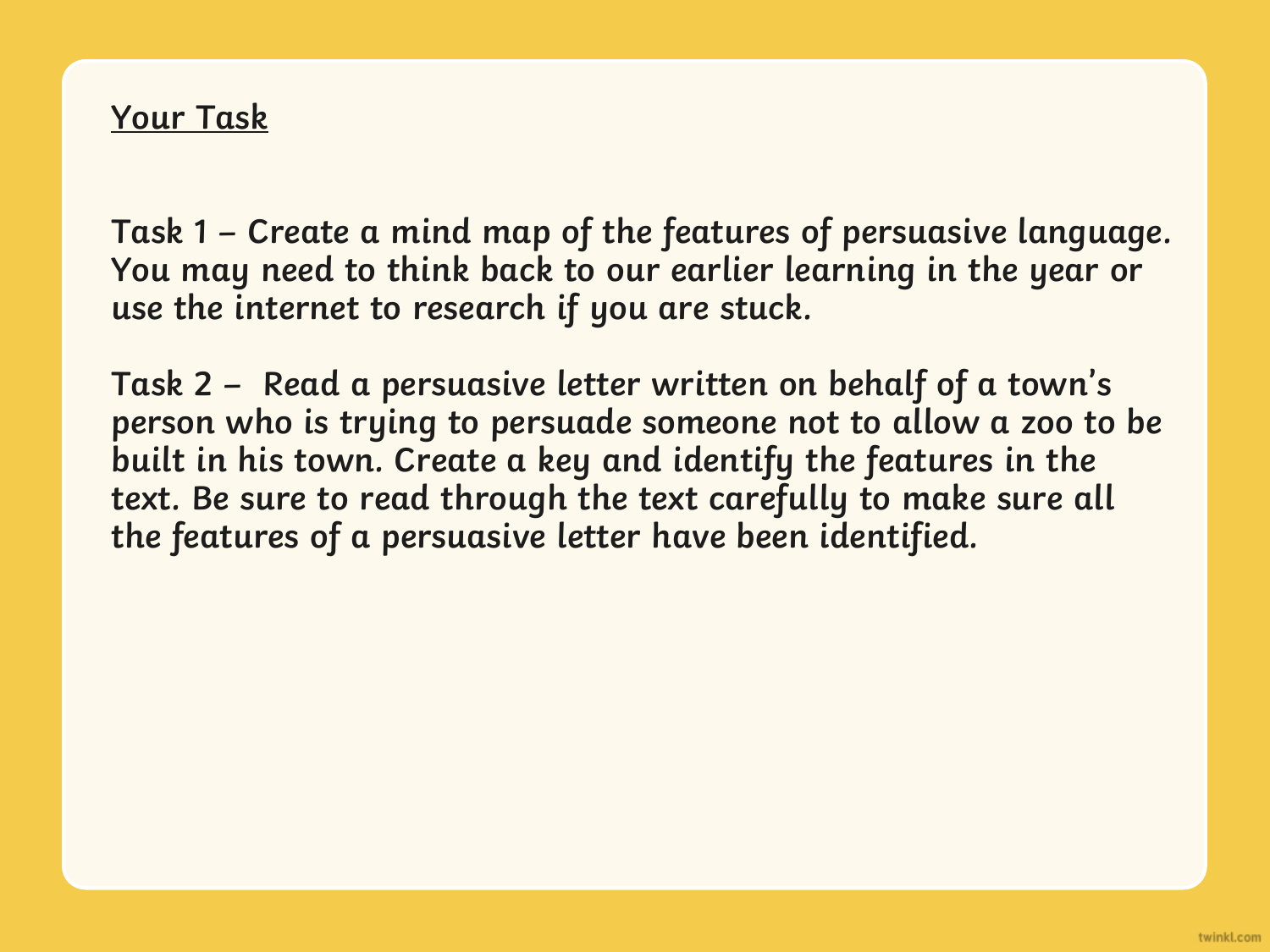## Your Task

**Task 1 – Create a mind map of the features of persuasive language. You may need to think back to our earlier learning in the year or use the internet to research if you are stuck.**

**Task 2 – Read a persuasive letter written on behalf of a town's person who is trying to persuade someone not to allow a zoo to be built in his town. Create a key and identify the features in the text. Be sure to read through the text carefully to make sure all the features of a persuasive letter have been identified.**